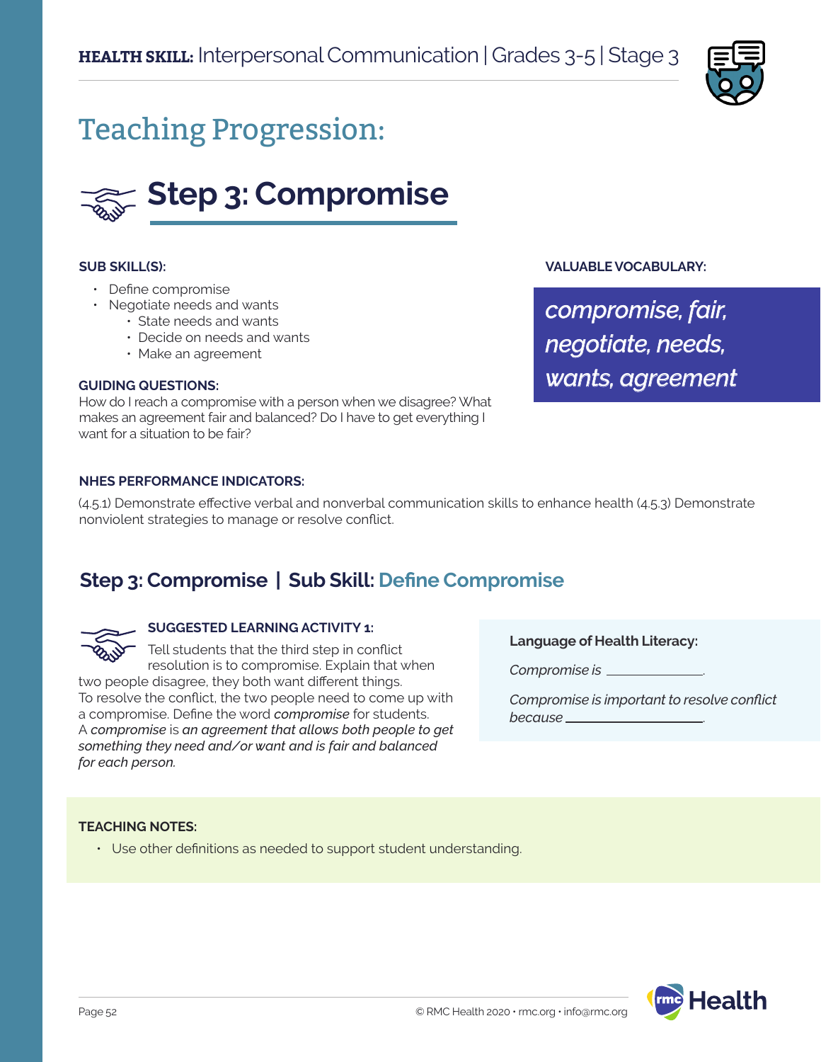**HEALTH SKILL:** Interpersonal Communication | Grades 3-5 | Stage 3

# Teaching Progression:

## Step 3: Compromise

**SUB SKILL(S):**

- Define compromise
- Negotiate needs and wants
    - State needs and wants
    - Decide on needs and wants
    - Make an agreement

**GUIDING QUESTIONS:**
How do I reach a compromise with a person when we disagree? What makes an agreement fair and balanced? Do I have to get everything I want for a situation to be fair?

**VALUABLE VOCABULARY:**

*compromise, fair, negotiate, needs, wants, agreement*

**NHES PERFORMANCE INDICATORS:**

(4.5.1) Demonstrate effective verbal and nonverbal communication skills to enhance health (4.5.3) Demonstrate nonviolent strategies to manage or resolve conflict.

## Step 3: Compromise | Sub Skill: Define Compromise

**SUGGESTED LEARNING ACTIVITY 1:**

Tell students that the third step in conflict resolution is to compromise. Explain that when two people disagree, they both want different things. To resolve the conflict, the two people need to come up with a compromise. Define the word *compromise* for students. A *compromise* is *an agreement that allows both people to get something they need and/or want and is fair and balanced for each person.*

**Language of Health Literacy:**

*Compromise is* ______________.

*Compromise is important to resolve conflict because* ____________________.

**TEACHING NOTES:**

- Use other definitions as needed to support student understanding.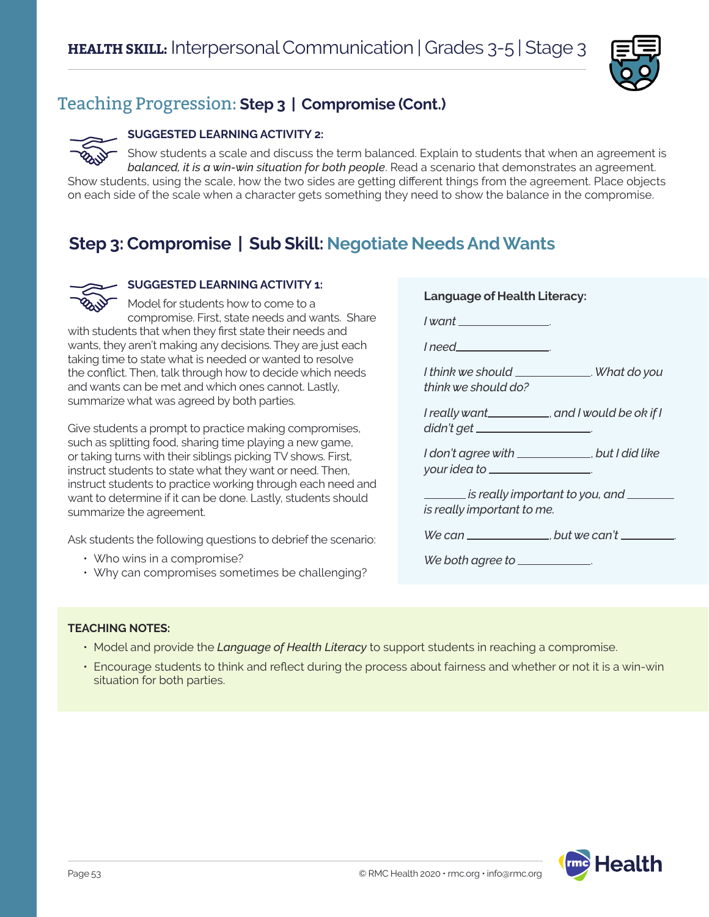## Teaching Progression: Step 3 | Compromise (Cont.)

**SUGGESTED LEARNING ACTIVITY 2:**

Show students a scale and discuss the term balanced. Explain to students that when an agreement is *balanced, it is a win-win situation for both people*. Read a scenario that demonstrates an agreement. Show students, using the scale, how the two sides are getting different things from the agreement. Place objects on each side of the scale when a character gets something they need to show the balance in the compromise.

## Step 3: Compromise | Sub Skill: Negotiate Needs And Wants

**SUGGESTED LEARNING ACTIVITY 1:**

Model for students how to come to a compromise. First, state needs and wants. Share with students that when they first state their needs and wants, they aren't making any decisions. They are just each taking time to state what is needed or wanted to resolve the conflict. Then, talk through how to decide which needs and wants can be met and which ones cannot. Lastly, summarize what was agreed by both parties.

Give students a prompt to practice making compromises, such as splitting food, sharing time playing a new game, or taking turns with their siblings picking TV shows. First, instruct students to state what they want or need. Then, instruct students to practice working through each need and want to determine if it can be done. Lastly, students should summarize the agreement.

Ask students the following questions to debrief the scenario:

- Who wins in a compromise?
- Why can compromises sometimes be challenging?

**Language of Health Literacy:**

*I want ______________.*

*I need______________.*

*I think we should ____________. What do you think we should do?*

*I really want__________, and I would be ok if I didn't get ________________.*

*I don't agree with ____________, but I did like your idea to ________________.*

*_______ is really important to you, and ________ is really important to me.*

*We can _____________, but we can't _________.*

*We both agree to ____________.*

**TEACHING NOTES:**

- Model and provide the *Language of Health Literacy* to support students in reaching a compromise.
- Encourage students to think and reflect during the process about fairness and whether or not it is a win-win situation for both parties.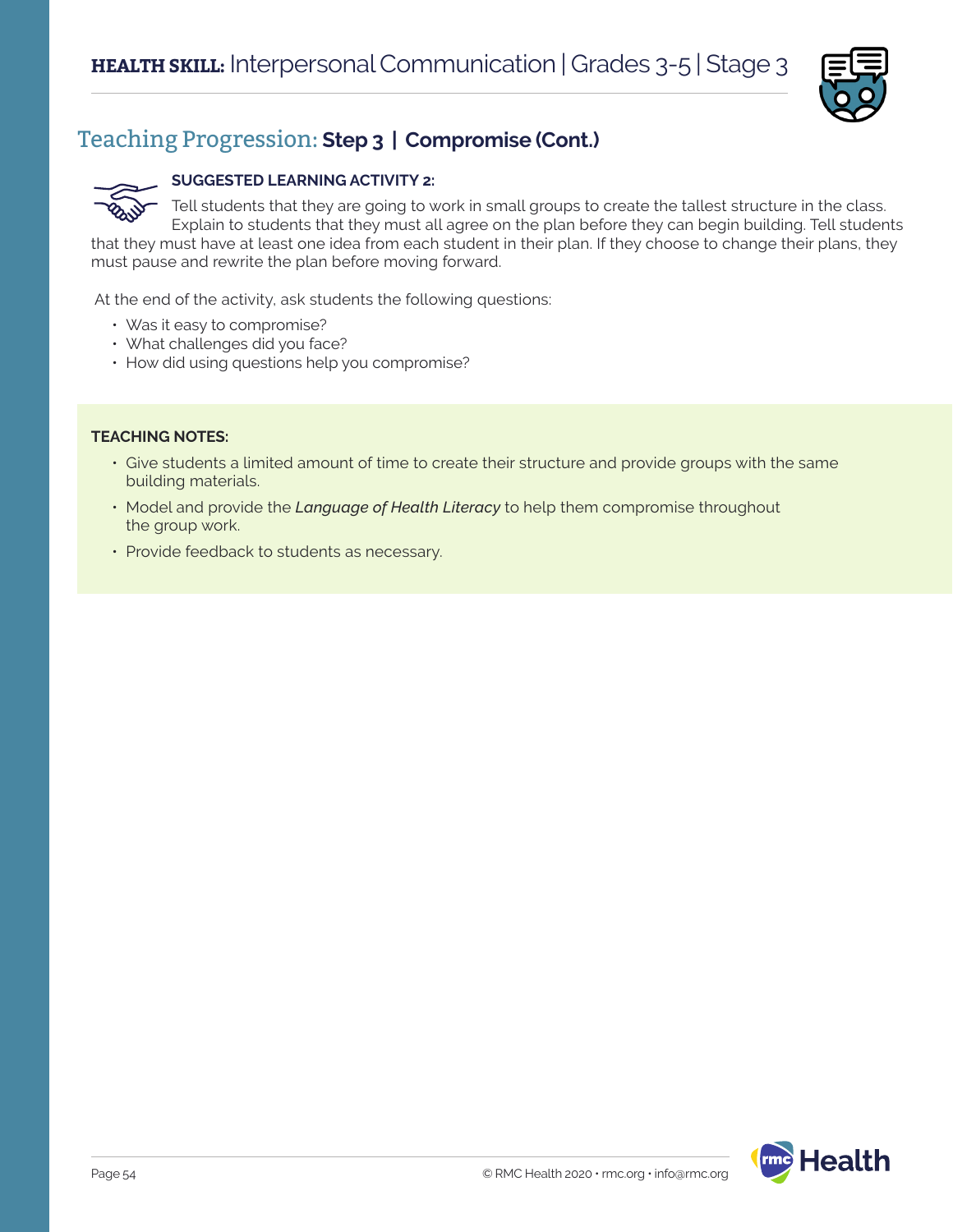## Teaching Progression: **Step 3 | Compromise (Cont.)**

**SUGGESTED LEARNING ACTIVITY 2:**

Tell students that they are going to work in small groups to create the tallest structure in the class. Explain to students that they must all agree on the plan before they can begin building. Tell students that they must have at least one idea from each student in their plan. If they choose to change their plans, they must pause and rewrite the plan before moving forward.

At the end of the activity, ask students the following questions:

- Was it easy to compromise?
- What challenges did you face?
- How did using questions help you compromise?

**TEACHING NOTES:**

- Give students a limited amount of time to create their structure and provide groups with the same building materials.
- Model and provide the *Language of Health Literacy* to help them compromise throughout the group work.
- Provide feedback to students as necessary.